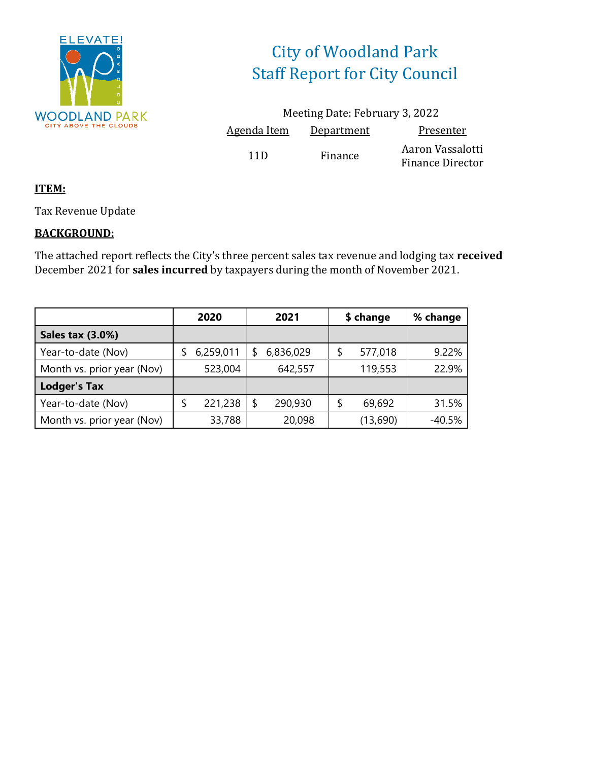# City of Woodland Park
## Staff Report for City Council

Meeting Date: February 3, 2022

| Agenda Item | Department | Presenter |
|---|---|---|
| 11D | Finance | Aaron Vassalotti<br>Finance Director |

**ITEM:**

Tax Revenue Update

**BACKGROUND:**

The attached report reflects the City's three percent sales tax revenue and lodging tax **received** December 2021 for **sales incurred** by taxpayers during the month of November 2021.

| | 2020 | 2021 | $ change | % change |
|---|---|---|---|---|
| **Sales tax (3.0%)** | | | | |
| Year-to-date (Nov) | $ 6,259,011 | $ 6,836,029 | $ 577,018 | 9.22% |
| Month vs. prior year (Nov) | 523,004 | 642,557 | 119,553 | 22.9% |
| **Lodger's Tax** | | | | |
| Year-to-date (Nov) | $ 221,238 | $ 290,930 | $ 69,692 | 31.5% |
| Month vs. prior year (Nov) | 33,788 | 20,098 | (13,690) | -40.5% |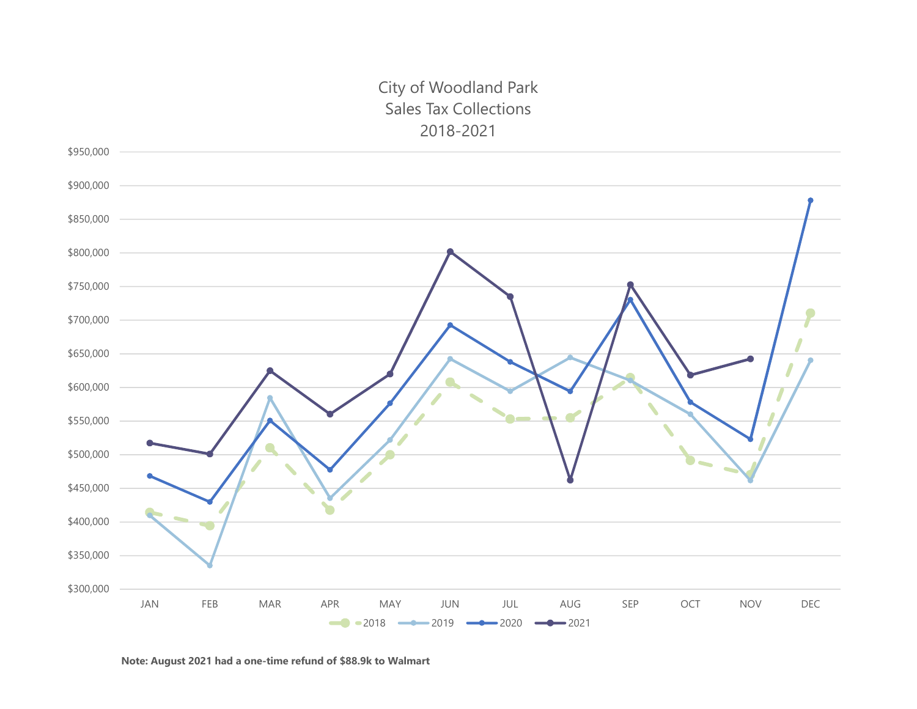City of Woodland Park
Sales Tax Collections
2018-2021

**Note: August 2021 had a one-time refund of $88.9k to Walmart**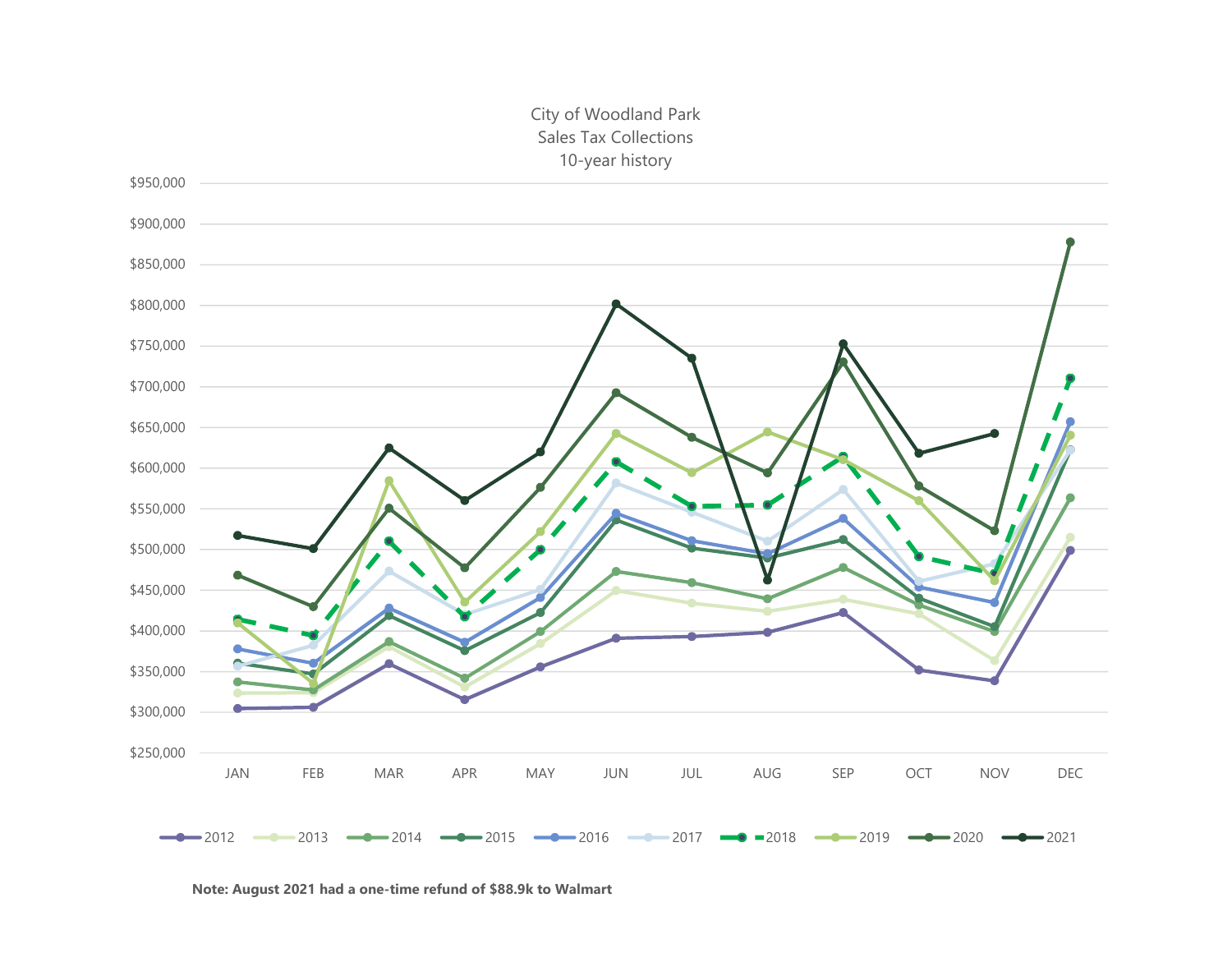City of Woodland Park
Sales Tax Collections
10-year history

**Note: August 2021 had a one-time refund of $88.9k to Walmart**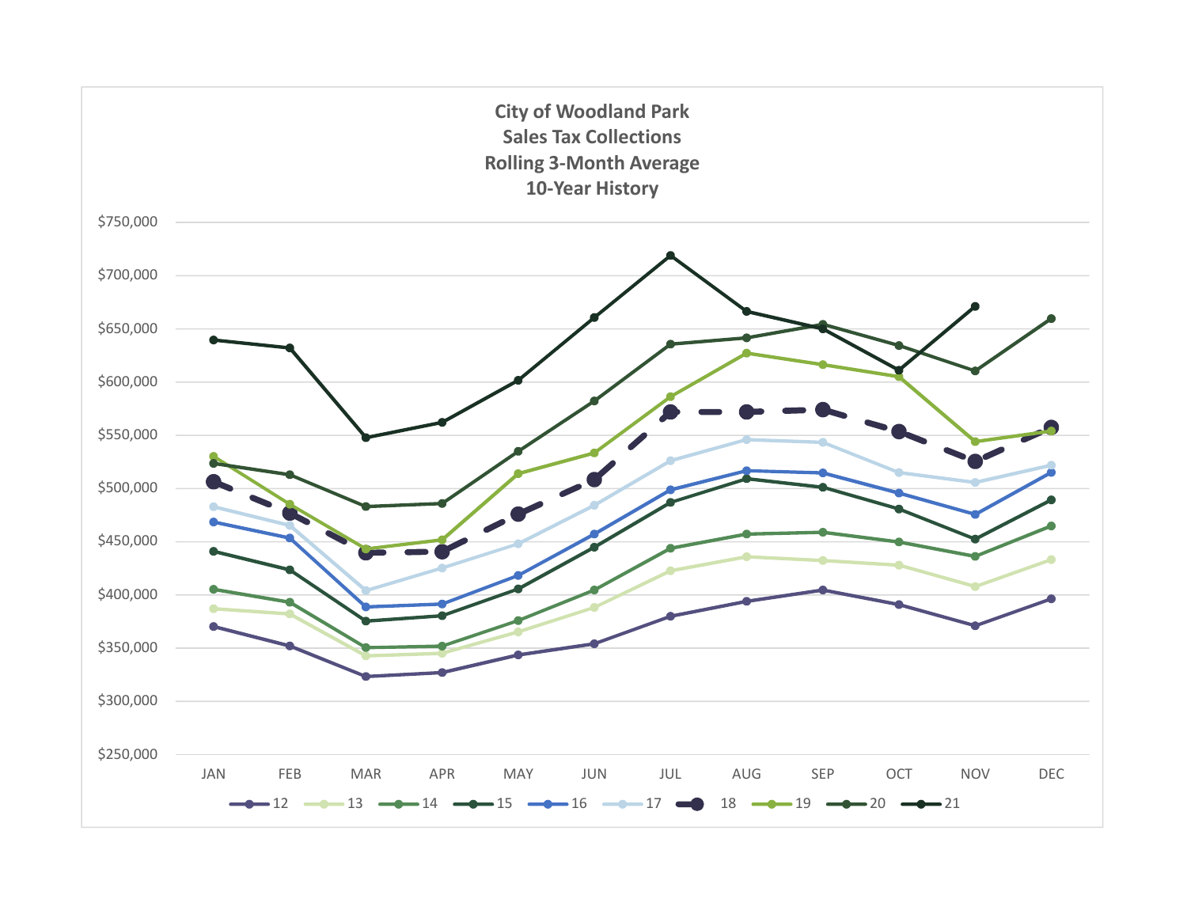# City of Woodland Park
## Sales Tax Collections
## Rolling 3-Month Average
## 10-Year History

$750,000
$700,000
$650,000
$600,000
$550,000
$500,000
$450,000
$400,000
$350,000
$300,000
$250,000

JAN FEB MAR APR MAY JUN JUL AUG SEP OCT NOV DEC

12 13 14 15 16 17 18 19 20 21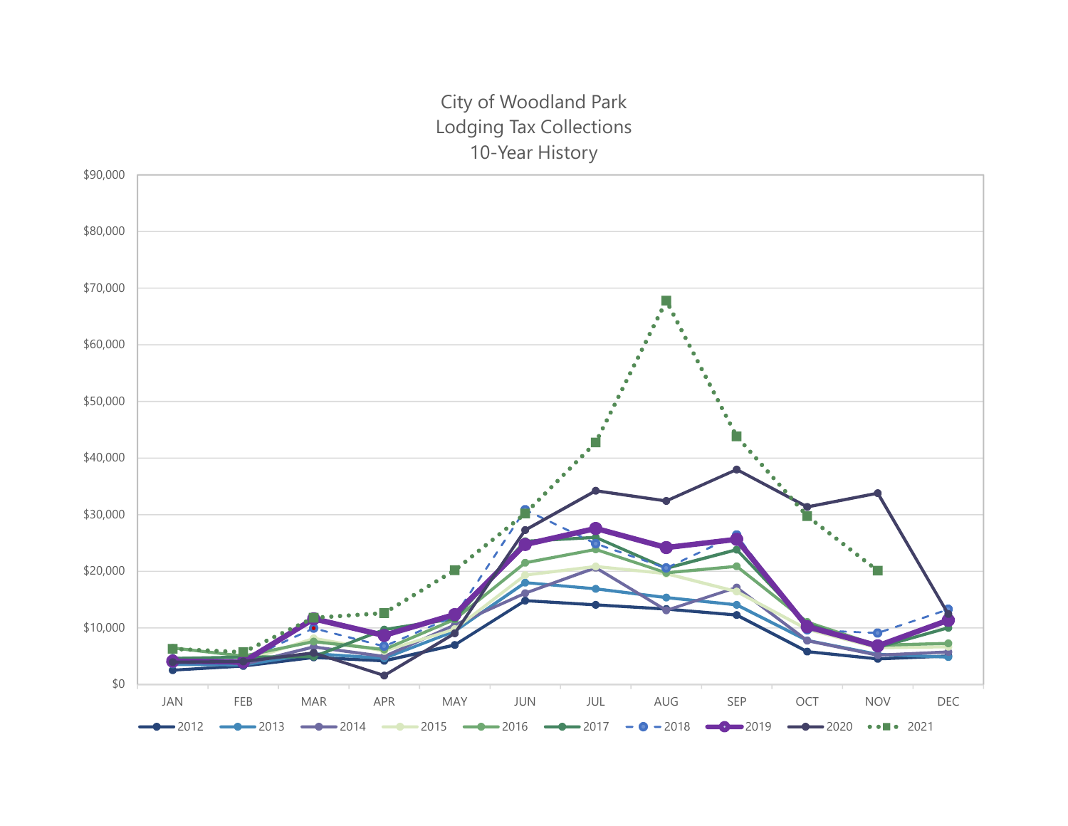City of Woodland Park
Lodging Tax Collections
10-Year History

$90,000
$80,000
$70,000
$60,000
$50,000
$40,000
$30,000
$20,000
$10,000
$0

JAN FEB MAR APR MAY JUN JUL AUG SEP OCT NOV DEC

2012 2013 2014 2015 2016 2017 2018 2019 2020 2021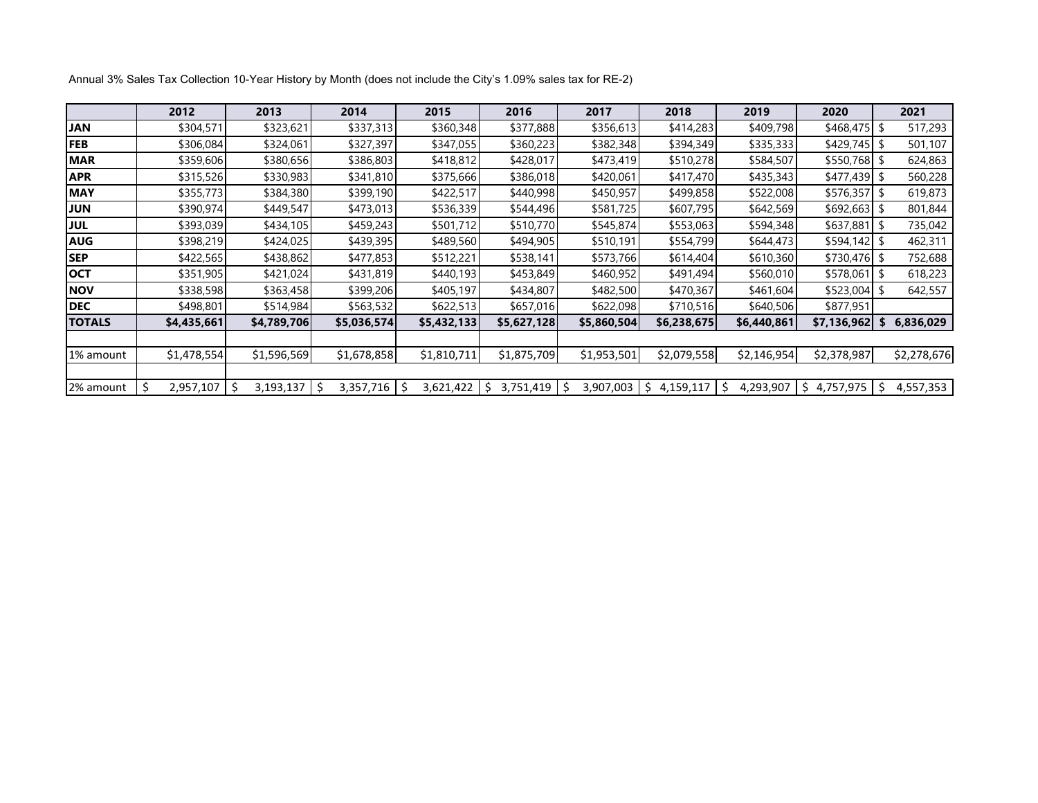Annual 3% Sales Tax Collection 10-Year History by Month (does not include the City's 1.09% sales tax for RE-2)

| | 2012 | 2013 | 2014 | 2015 | 2016 | 2017 | 2018 | 2019 | 2020 | 2021 |
|---|---|---|---|---|---|---|---|---|---|---|
| **JAN** | $304,571 | $323,621 | $337,313 | $360,348 | $377,888 | $356,613 | $414,283 | $409,798 | $468,475 | $ 517,293 |
| **FEB** | $306,084 | $324,061 | $327,397 | $347,055 | $360,223 | $382,348 | $394,349 | $335,333 | $429,745 | $ 501,107 |
| **MAR** | $359,606 | $380,656 | $386,803 | $418,812 | $428,017 | $473,419 | $510,278 | $584,507 | $550,768 | $ 624,863 |
| **APR** | $315,526 | $330,983 | $341,810 | $375,666 | $386,018 | $420,061 | $417,470 | $435,343 | $477,439 | $ 560,228 |
| **MAY** | $355,773 | $384,380 | $399,190 | $422,517 | $440,998 | $450,957 | $499,858 | $522,008 | $576,357 | $ 619,873 |
| **JUN** | $390,974 | $449,547 | $473,013 | $536,339 | $544,496 | $581,725 | $607,795 | $642,569 | $692,663 | $ 801,844 |
| **JUL** | $393,039 | $434,105 | $459,243 | $501,712 | $510,770 | $545,874 | $553,063 | $594,348 | $637,881 | $ 735,042 |
| **AUG** | $398,219 | $424,025 | $439,395 | $489,560 | $494,905 | $510,191 | $554,799 | $644,473 | $594,142 | $ 462,311 |
| **SEP** | $422,565 | $438,862 | $477,853 | $512,221 | $538,141 | $573,766 | $614,404 | $610,360 | $730,476 | $ 752,688 |
| **OCT** | $351,905 | $421,024 | $431,819 | $440,193 | $453,849 | $460,952 | $491,494 | $560,010 | $578,061 | $ 618,223 |
| **NOV** | $338,598 | $363,458 | $399,206 | $405,197 | $434,807 | $482,500 | $470,367 | $461,604 | $523,004 | $ 642,557 |
| **DEC** | $498,801 | $514,984 | $563,532 | $622,513 | $657,016 | $622,098 | $710,516 | $640,506 | $877,951 | |
| **TOTALS** | **$4,435,661** | **$4,789,706** | **$5,036,574** | **$5,432,133** | **$5,627,128** | **$5,860,504** | **$6,238,675** | **$6,440,861** | **$7,136,962** | **$ 6,836,029** |
| | | | | | | | | | | |
| 1% amount | $1,478,554 | $1,596,569 | $1,678,858 | $1,810,711 | $1,875,709 | $1,953,501 | $2,079,558 | $2,146,954 | $2,378,987 | $2,278,676 |
| | | | | | | | | | | |
| 2% amount | $ 2,957,107 | $ 3,193,137 | $ 3,357,716 | $ 3,621,422 | $ 3,751,419 | $ 3,907,003 | $ 4,159,117 | $ 4,293,907 | $ 4,757,975 | $ 4,557,353 |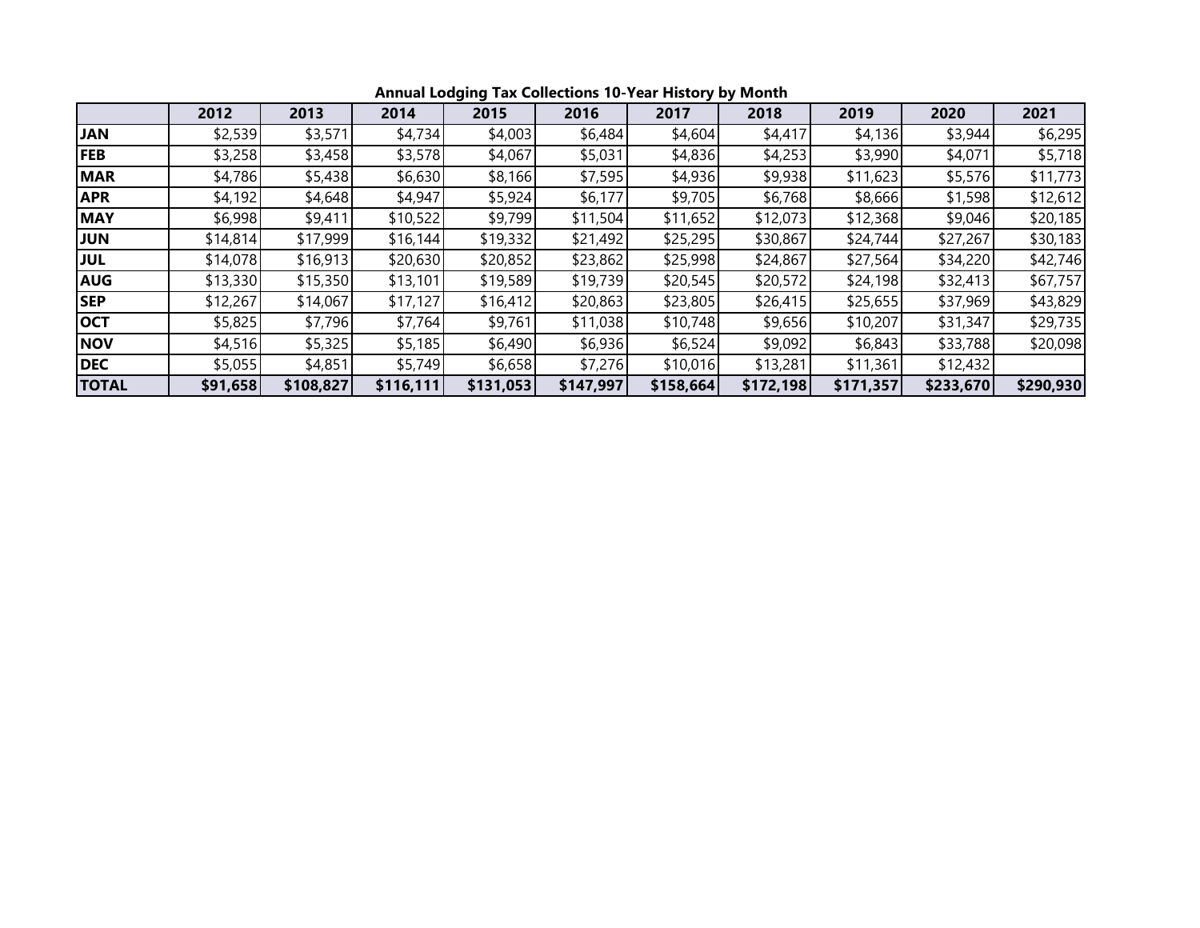**Annual Lodging Tax Collections 10-Year History by Month**

| | 2012 | 2013 | 2014 | 2015 | 2016 | 2017 | 2018 | 2019 | 2020 | 2021 |
|---|---|---|---|---|---|---|---|---|---|---|
| **JAN** | $2,539 | $3,571 | $4,734 | $4,003 | $6,484 | $4,604 | $4,417 | $4,136 | $3,944 | $6,295 |
| **FEB** | $3,258 | $3,458 | $3,578 | $4,067 | $5,031 | $4,836 | $4,253 | $3,990 | $4,071 | $5,718 |
| **MAR** | $4,786 | $5,438 | $6,630 | $8,166 | $7,595 | $4,936 | $9,938 | $11,623 | $5,576 | $11,773 |
| **APR** | $4,192 | $4,648 | $4,947 | $5,924 | $6,177 | $9,705 | $6,768 | $8,666 | $1,598 | $12,612 |
| **MAY** | $6,998 | $9,411 | $10,522 | $9,799 | $11,504 | $11,652 | $12,073 | $12,368 | $9,046 | $20,185 |
| **JUN** | $14,814 | $17,999 | $16,144 | $19,332 | $21,492 | $25,295 | $30,867 | $24,744 | $27,267 | $30,183 |
| **JUL** | $14,078 | $16,913 | $20,630 | $20,852 | $23,862 | $25,998 | $24,867 | $27,564 | $34,220 | $42,746 |
| **AUG** | $13,330 | $15,350 | $13,101 | $19,589 | $19,739 | $20,545 | $20,572 | $24,198 | $32,413 | $67,757 |
| **SEP** | $12,267 | $14,067 | $17,127 | $16,412 | $20,863 | $23,805 | $26,415 | $25,655 | $37,969 | $43,829 |
| **OCT** | $5,825 | $7,796 | $7,764 | $9,761 | $11,038 | $10,748 | $9,656 | $10,207 | $31,347 | $29,735 |
| **NOV** | $4,516 | $5,325 | $5,185 | $6,490 | $6,936 | $6,524 | $9,092 | $6,843 | $33,788 | $20,098 |
| **DEC** | $5,055 | $4,851 | $5,749 | $6,658 | $7,276 | $10,016 | $13,281 | $11,361 | $12,432 | |
| **TOTAL** | **$91,658** | **$108,827** | **$116,111** | **$131,053** | **$147,997** | **$158,664** | **$172,198** | **$171,357** | **$233,670** | **$290,930** |